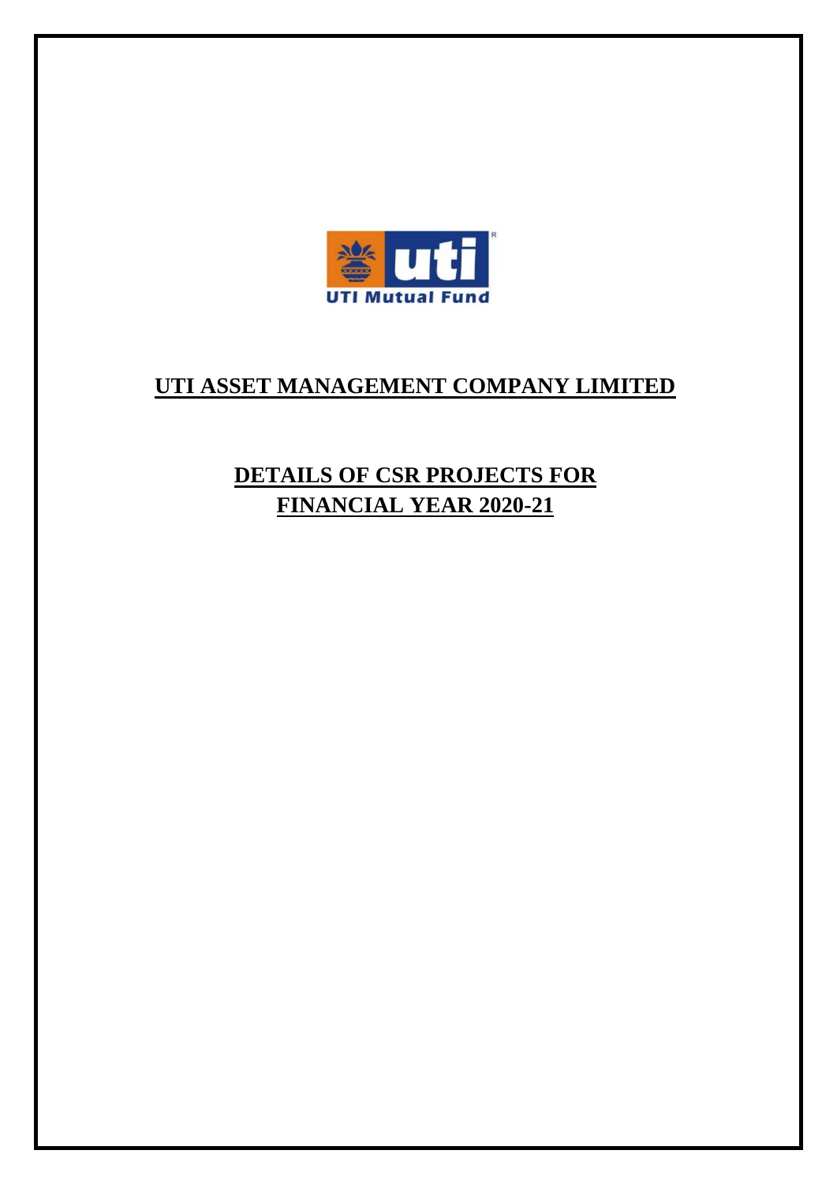# UTI ASSET MANAGEMENT COMPANY LIMITED

## DETAILS OF CSR PROJECTS FOR FINANCIAL YEAR 2020-21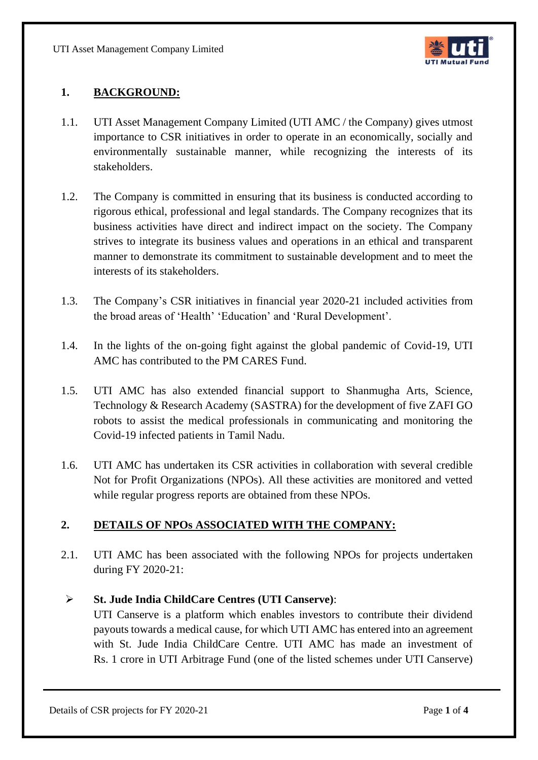## 1. BACKGROUND:

1.1. UTI Asset Management Company Limited (UTI AMC / the Company) gives utmost importance to CSR initiatives in order to operate in an economically, socially and environmentally sustainable manner, while recognizing the interests of its stakeholders.

1.2. The Company is committed in ensuring that its business is conducted according to rigorous ethical, professional and legal standards. The Company recognizes that its business activities have direct and indirect impact on the society. The Company strives to integrate its business values and operations in an ethical and transparent manner to demonstrate its commitment to sustainable development and to meet the interests of its stakeholders.

1.3. The Company's CSR initiatives in financial year 2020-21 included activities from the broad areas of 'Health' 'Education' and 'Rural Development'.

1.4. In the lights of the on-going fight against the global pandemic of Covid-19, UTI AMC has contributed to the PM CARES Fund.

1.5. UTI AMC has also extended financial support to Shanmugha Arts, Science, Technology & Research Academy (SASTRA) for the development of five ZAFI GO robots to assist the medical professionals in communicating and monitoring the Covid-19 infected patients in Tamil Nadu.

1.6. UTI AMC has undertaken its CSR activities in collaboration with several credible Not for Profit Organizations (NPOs). All these activities are monitored and vetted while regular progress reports are obtained from these NPOs.

## 2. DETAILS OF NPOs ASSOCIATED WITH THE COMPANY:

2.1. UTI AMC has been associated with the following NPOs for projects undertaken during FY 2020-21:

- **St. Jude India ChildCare Centres (UTI Canserve)**:
  UTI Canserve is a platform which enables investors to contribute their dividend payouts towards a medical cause, for which UTI AMC has entered into an agreement with St. Jude India ChildCare Centre. UTI AMC has made an investment of Rs. 1 crore in UTI Arbitrage Fund (one of the listed schemes under UTI Canserve)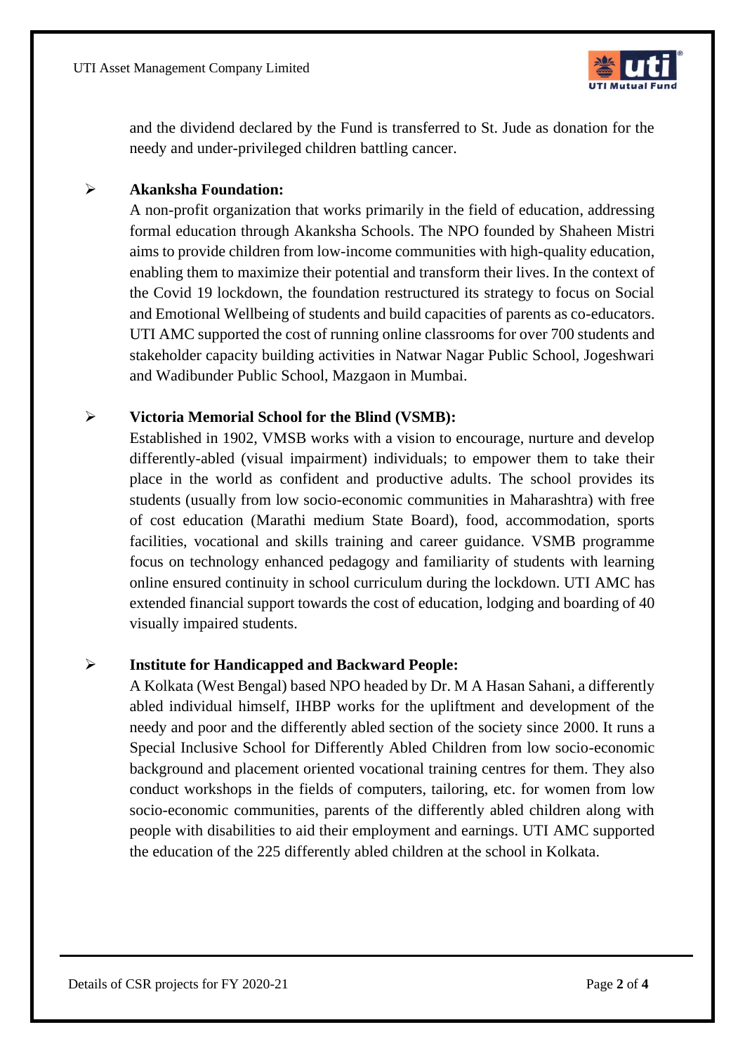and the dividend declared by the Fund is transferred to St. Jude as donation for the needy and under-privileged children battling cancer.

- **Akanksha Foundation:**
  A non-profit organization that works primarily in the field of education, addressing formal education through Akanksha Schools. The NPO founded by Shaheen Mistri aims to provide children from low-income communities with high-quality education, enabling them to maximize their potential and transform their lives. In the context of the Covid 19 lockdown, the foundation restructured its strategy to focus on Social and Emotional Wellbeing of students and build capacities of parents as co-educators. UTI AMC supported the cost of running online classrooms for over 700 students and stakeholder capacity building activities in Natwar Nagar Public School, Jogeshwari and Wadibunder Public School, Mazgaon in Mumbai.

- **Victoria Memorial School for the Blind (VSMB):**
  Established in 1902, VMSB works with a vision to encourage, nurture and develop differently-abled (visual impairment) individuals; to empower them to take their place in the world as confident and productive adults. The school provides its students (usually from low socio-economic communities in Maharashtra) with free of cost education (Marathi medium State Board), food, accommodation, sports facilities, vocational and skills training and career guidance. VSMB programme focus on technology enhanced pedagogy and familiarity of students with learning online ensured continuity in school curriculum during the lockdown. UTI AMC has extended financial support towards the cost of education, lodging and boarding of 40 visually impaired students.

- **Institute for Handicapped and Backward People:**
  A Kolkata (West Bengal) based NPO headed by Dr. M A Hasan Sahani, a differently abled individual himself, IHBP works for the upliftment and development of the needy and poor and the differently abled section of the society since 2000. It runs a Special Inclusive School for Differently Abled Children from low socio-economic background and placement oriented vocational training centres for them. They also conduct workshops in the fields of computers, tailoring, etc. for women from low socio-economic communities, parents of the differently abled children along with people with disabilities to aid their employment and earnings. UTI AMC supported the education of the 225 differently abled children at the school in Kolkata.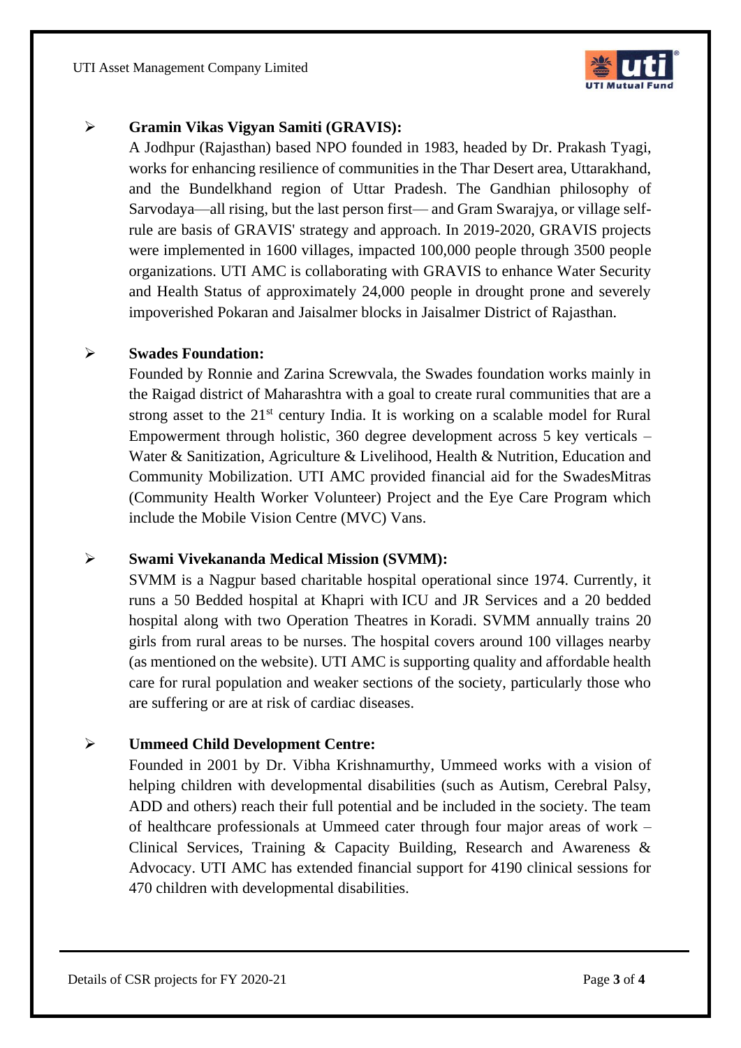- **Gramin Vikas Vigyan Samiti (GRAVIS):**

  A Jodhpur (Rajasthan) based NPO founded in 1983, headed by Dr. Prakash Tyagi, works for enhancing resilience of communities in the Thar Desert area, Uttarakhand, and the Bundelkhand region of Uttar Pradesh. The Gandhian philosophy of Sarvodaya—all rising, but the last person first— and Gram Swarajya, or village self-rule are basis of GRAVIS' strategy and approach. In 2019-2020, GRAVIS projects were implemented in 1600 villages, impacted 100,000 people through 3500 people organizations. UTI AMC is collaborating with GRAVIS to enhance Water Security and Health Status of approximately 24,000 people in drought prone and severely impoverished Pokaran and Jaisalmer blocks in Jaisalmer District of Rajasthan.

- **Swades Foundation:**

  Founded by Ronnie and Zarina Screwvala, the Swades foundation works mainly in the Raigad district of Maharashtra with a goal to create rural communities that are a strong asset to the 21st century India. It is working on a scalable model for Rural Empowerment through holistic, 360 degree development across 5 key verticals – Water & Sanitization, Agriculture & Livelihood, Health & Nutrition, Education and Community Mobilization. UTI AMC provided financial aid for the SwadesMitras (Community Health Worker Volunteer) Project and the Eye Care Program which include the Mobile Vision Centre (MVC) Vans.

- **Swami Vivekananda Medical Mission (SVMM):**

  SVMM is a Nagpur based charitable hospital operational since 1974. Currently, it runs a 50 Bedded hospital at Khapri with ICU and JR Services and a 20 bedded hospital along with two Operation Theatres in Koradi. SVMM annually trains 20 girls from rural areas to be nurses. The hospital covers around 100 villages nearby (as mentioned on the website). UTI AMC is supporting quality and affordable health care for rural population and weaker sections of the society, particularly those who are suffering or are at risk of cardiac diseases.

- **Ummeed Child Development Centre:**

  Founded in 2001 by Dr. Vibha Krishnamurthy, Ummeed works with a vision of helping children with developmental disabilities (such as Autism, Cerebral Palsy, ADD and others) reach their full potential and be included in the society. The team of healthcare professionals at Ummeed cater through four major areas of work – Clinical Services, Training & Capacity Building, Research and Awareness & Advocacy. UTI AMC has extended financial support for 4190 clinical sessions for 470 children with developmental disabilities.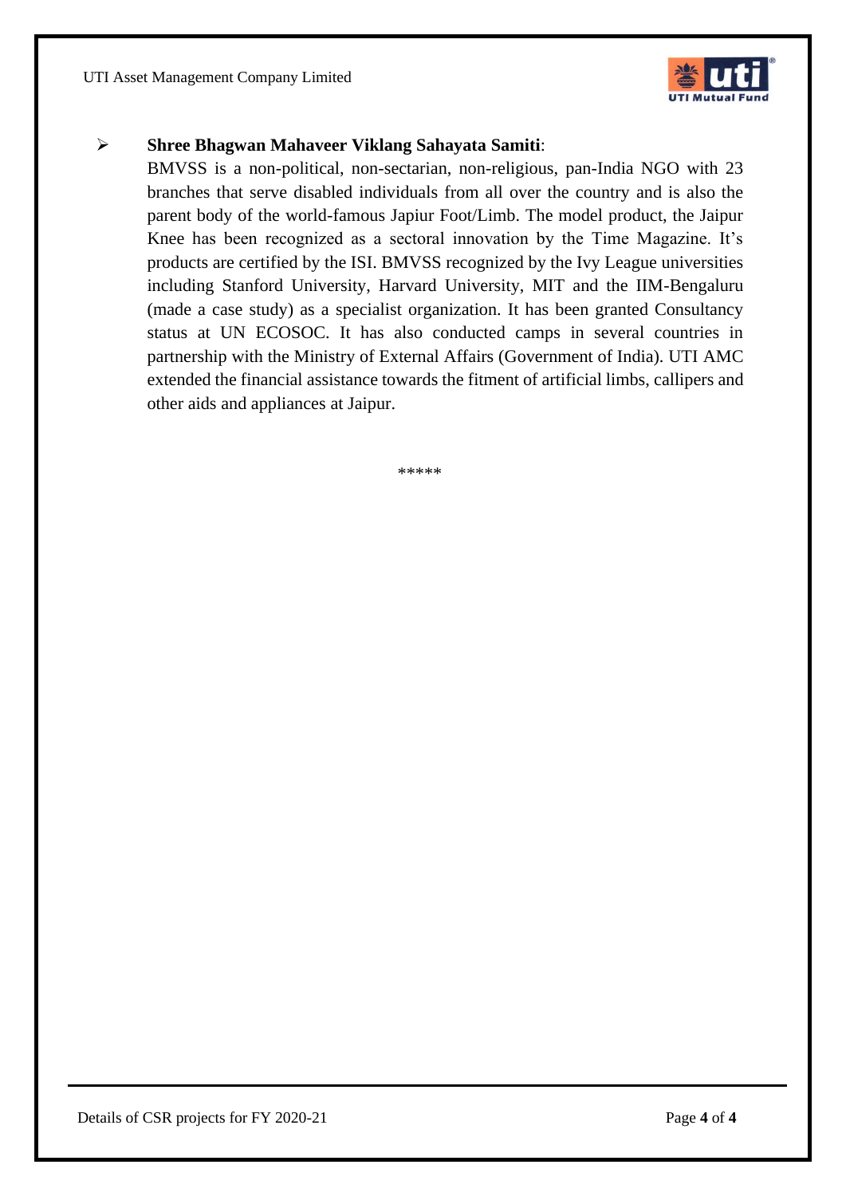- **Shree Bhagwan Mahaveer Viklang Sahayata Samiti**:
  BMVSS is a non-political, non-sectarian, non-religious, pan-India NGO with 23 branches that serve disabled individuals from all over the country and is also the parent body of the world-famous Japiur Foot/Limb. The model product, the Jaipur Knee has been recognized as a sectoral innovation by the Time Magazine. It's products are certified by the ISI. BMVSS recognized by the Ivy League universities including Stanford University, Harvard University, MIT and the IIM-Bengaluru (made a case study) as a specialist organization. It has been granted Consultancy status at UN ECOSOC. It has also conducted camps in several countries in partnership with the Ministry of External Affairs (Government of India). UTI AMC extended the financial assistance towards the fitment of artificial limbs, callipers and other aids and appliances at Jaipur.

*****